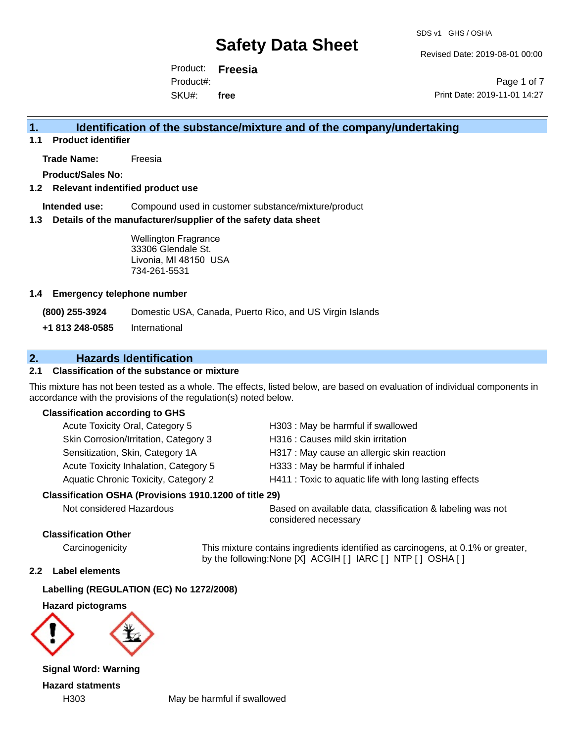# Safety Data Sheet

SDS v1 GHS / OSHA

Revised Date: 2019-08-01 00:00

Product: **Freesia**

Product#:

SKU#: **free**

Print Date: 2019-11-01 14:27

## 1. Identification of the substance/mixture and of the company/undertaking

### 1.1 Product identifier

**Trade Name:** Freesia

**Product/Sales No:**

### 1.2 Relevant indentified product use

**Intended use:** Compound used in customer substance/mixture/product

### 1.3 Details of the manufacturer/supplier of the safety data sheet

Wellington Fragrance
33306 Glendale St.
Livonia, MI 48150 USA
734-261-5531

### 1.4 Emergency telephone number

**(800) 255-3924** Domestic USA, Canada, Puerto Rico, and US Virgin Islands

**+1 813 248-0585** International

## 2. Hazards Identification

### 2.1 Classification of the substance or mixture

This mixture has not been tested as a whole. The effects, listed below, are based on evaluation of individual components in accordance with the provisions of the regulation(s) noted below.

**Classification according to GHS**

| | |
|---|---|
| Acute Toxicity Oral, Category 5 | H303 : May be harmful if swallowed |
| Skin Corrosion/Irritation, Category 3 | H316 : Causes mild skin irritation |
| Sensitization, Skin, Category 1A | H317 : May cause an allergic skin reaction |
| Acute Toxicity Inhalation, Category 5 | H333 : May be harmful if inhaled |
| Aquatic Chronic Toxicity, Category 2 | H411 : Toxic to aquatic life with long lasting effects |

**Classification OSHA (Provisions 1910.1200 of title 29)**

Not considered Hazardous — Based on available data, classification & labeling was not considered necessary

**Classification Other**

Carcinogenicity — This mixture contains ingredients identified as carcinogens, at 0.1% or greater, by the following:None [X] ACGIH [ ] IARC [ ] NTP [ ] OSHA [ ]

### 2.2 Label elements

**Labelling (REGULATION (EC) No 1272/2008)**

**Hazard pictograms**

**Signal Word: Warning**

**Hazard statments**

H303 May be harmful if swallowed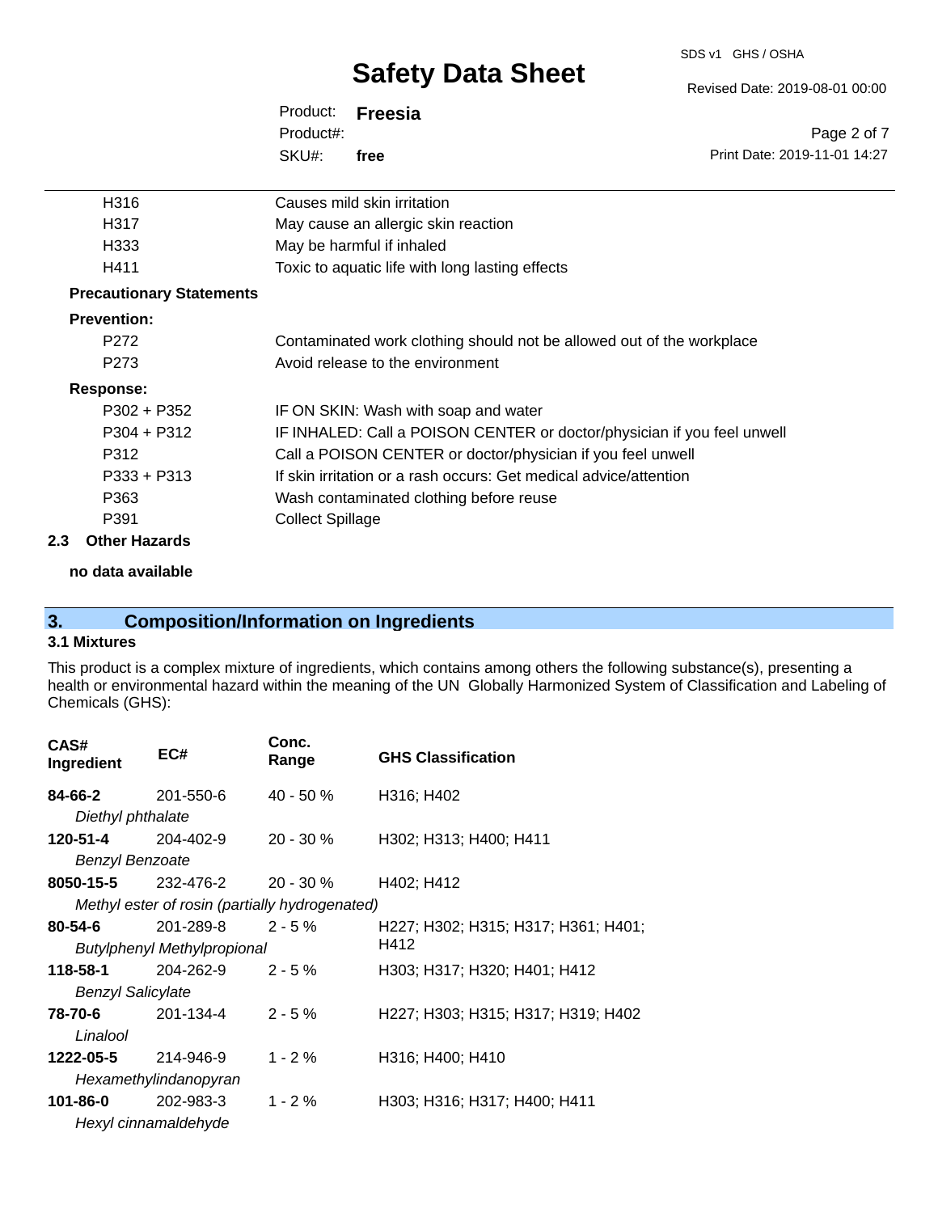| | |
|---|---|
| H316 | Causes mild skin irritation |
| H317 | May cause an allergic skin reaction |
| H333 | May be harmful if inhaled |
| H411 | Toxic to aquatic life with long lasting effects |

**Precautionary Statements**

**Prevention:**

| | |
|---|---|
| P272 | Contaminated work clothing should not be allowed out of the workplace |
| P273 | Avoid release to the environment |

**Response:**

| | |
|---|---|
| P302 + P352 | IF ON SKIN: Wash with soap and water |
| P304 + P312 | IF INHALED: Call a POISON CENTER or doctor/physician if you feel unwell |
| P312 | Call a POISON CENTER or doctor/physician if you feel unwell |
| P333 + P313 | If skin irritation or a rash occurs: Get medical advice/attention |
| P363 | Wash contaminated clothing before reuse |
| P391 | Collect Spillage |

### 2.3 Other Hazards

**no data available**

## 3. Composition/Information on Ingredients

### 3.1 Mixtures

This product is a complex mixture of ingredients, which contains among others the following substance(s), presenting a health or environmental hazard within the meaning of the UN Globally Harmonized System of Classification and Labeling of Chemicals (GHS):

| CAS# Ingredient | EC# | Conc. Range | GHS Classification |
|---|---|---|---|
| **84-66-2** *Diethyl phthalate* | 201-550-6 | 40 - 50 % | H316; H402 |
| **120-51-4** *Benzyl Benzoate* | 204-402-9 | 20 - 30 % | H302; H313; H400; H411 |
| **8050-15-5** *Methyl ester of rosin (partially hydrogenated)* | 232-476-2 | 20 - 30 % | H402; H412 |
| **80-54-6** *Butylphenyl Methylpropional* | 201-289-8 | 2 - 5 % | H227; H302; H315; H317; H361; H401; H412 |
| **118-58-1** *Benzyl Salicylate* | 204-262-9 | 2 - 5 % | H303; H317; H320; H401; H412 |
| **78-70-6** *Linalool* | 201-134-4 | 2 - 5 % | H227; H303; H315; H317; H319; H402 |
| **1222-05-5** *Hexamethylindanopyran* | 214-946-9 | 1 - 2 % | H316; H400; H410 |
| **101-86-0** *Hexyl cinnamaldehyde* | 202-983-3 | 1 - 2 % | H303; H316; H317; H400; H411 |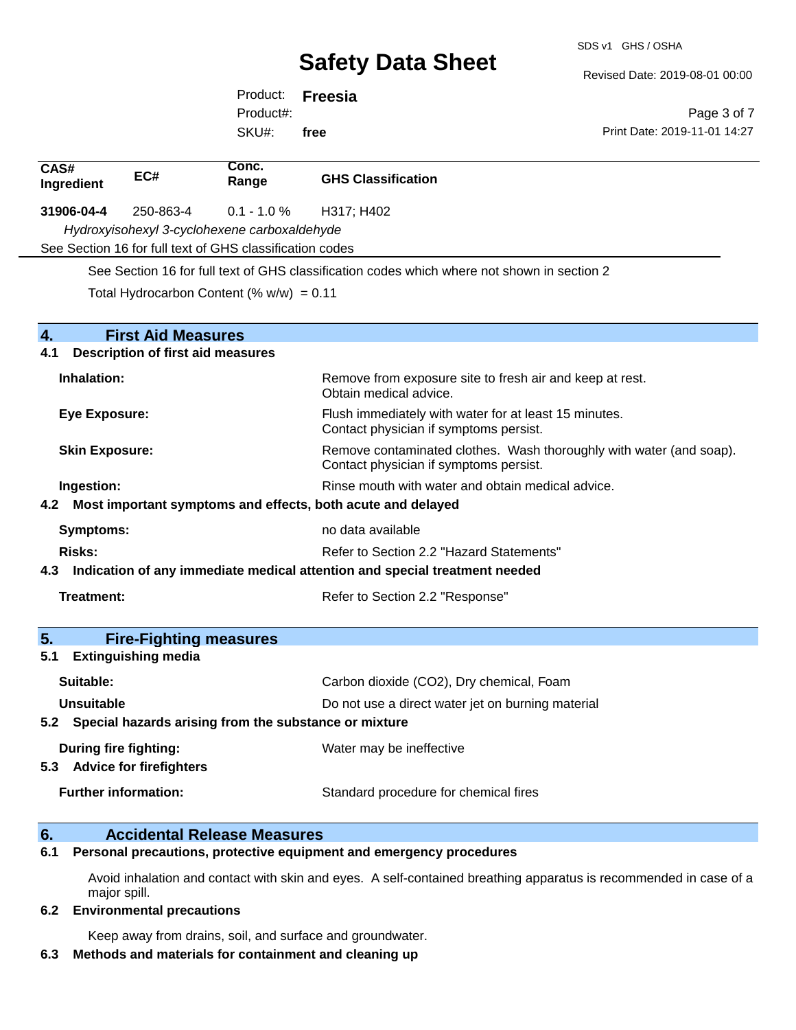| CAS# Ingredient | EC# | Conc. Range | GHS Classification |
|---|---|---|---|
| **31906-04-4** | 250-863-4 | 0.1 - 1.0 % | H317; H402 |
| *Hydroxyisohexyl 3-cyclohexene carboxaldehyde* | | | |

See Section 16 for full text of GHS classification codes

See Section 16 for full text of GHS classification codes which where not shown in section 2

Total Hydrocarbon Content (% w/w) = 0.11

## 4. First Aid Measures

### 4.1 Description of first aid measures

**Inhalation:** Remove from exposure site to fresh air and keep at rest. Obtain medical advice.

**Eye Exposure:** Flush immediately with water for at least 15 minutes. Contact physician if symptoms persist.

**Skin Exposure:** Remove contaminated clothes. Wash thoroughly with water (and soap). Contact physician if symptoms persist.

**Ingestion:** Rinse mouth with water and obtain medical advice.

### 4.2 Most important symptoms and effects, both acute and delayed

**Symptoms:** no data available

**Risks:** Refer to Section 2.2 "Hazard Statements"

### 4.3 Indication of any immediate medical attention and special treatment needed

**Treatment:** Refer to Section 2.2 "Response"

## 5. Fire-Fighting measures

### 5.1 Extinguishing media

**Suitable:** Carbon dioxide ($CO_2$), Dry chemical, Foam

**Unsuitable** Do not use a direct water jet on burning material

### 5.2 Special hazards arising from the substance or mixture

**During fire fighting:** Water may be ineffective

### 5.3 Advice for firefighters

**Further information:** Standard procedure for chemical fires

## 6. Accidental Release Measures

### 6.1 Personal precautions, protective equipment and emergency procedures

Avoid inhalation and contact with skin and eyes. A self-contained breathing apparatus is recommended in case of a major spill.

### 6.2 Environmental precautions

Keep away from drains, soil, and surface and groundwater.

### 6.3 Methods and materials for containment and cleaning up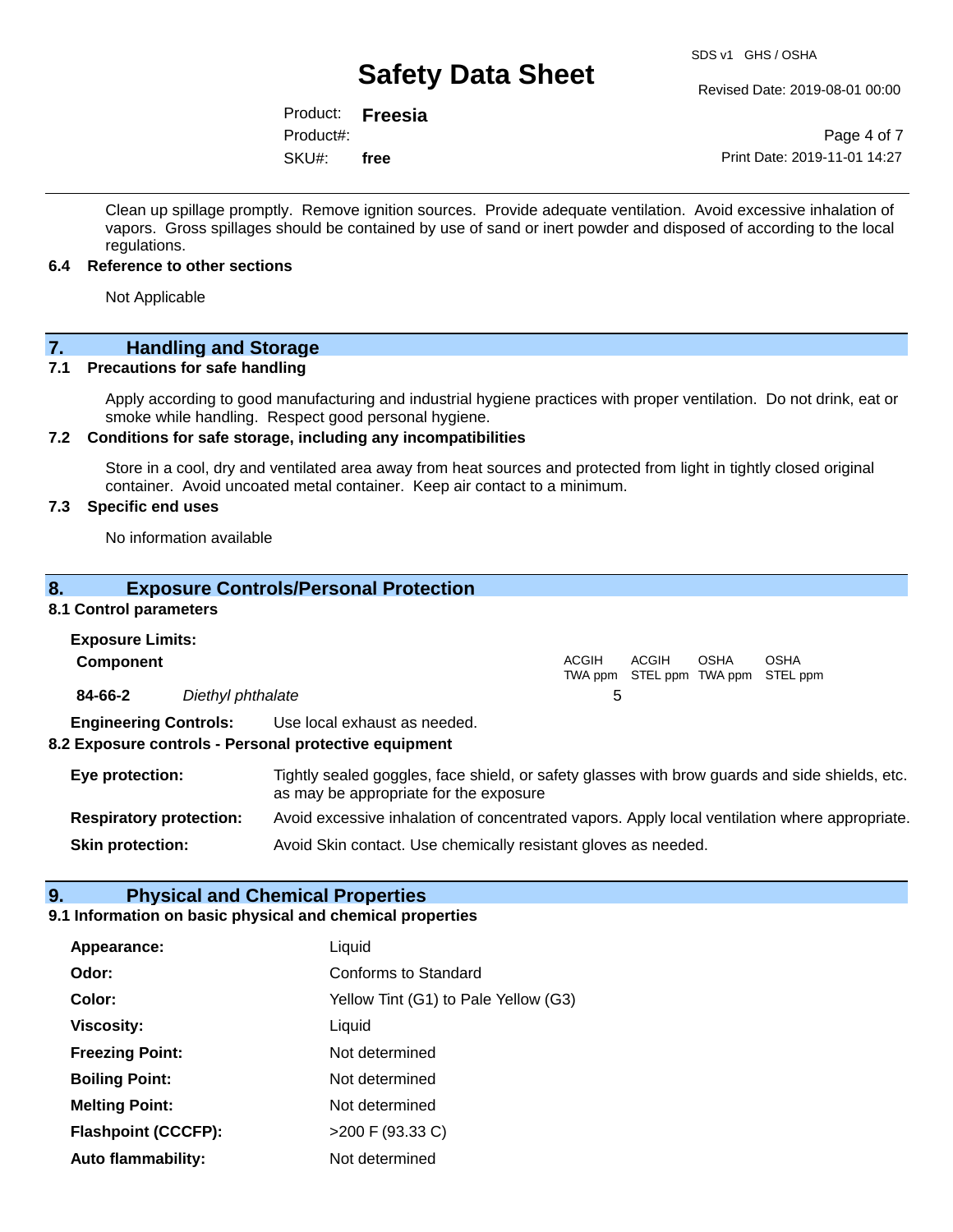Clean up spillage promptly. Remove ignition sources. Provide adequate ventilation. Avoid excessive inhalation of vapors. Gross spillages should be contained by use of sand or inert powder and disposed of according to the local regulations.

### 6.4 Reference to other sections

Not Applicable

## 7. Handling and Storage

### 7.1 Precautions for safe handling

Apply according to good manufacturing and industrial hygiene practices with proper ventilation. Do not drink, eat or smoke while handling. Respect good personal hygiene.

### 7.2 Conditions for safe storage, including any incompatibilities

Store in a cool, dry and ventilated area away from heat sources and protected from light in tightly closed original container. Avoid uncoated metal container. Keep air contact to a minimum.

### 7.3 Specific end uses

No information available

## 8. Exposure Controls/Personal Protection

### 8.1 Control parameters

**Exposure Limits:**

| Component | | ACGIH TWA ppm | ACGIH STEL ppm | OSHA TWA ppm | OSHA STEL ppm |
|---|---|---|---|---|---|
| **84-66-2** | *Diethyl phthalate* | 5 | | | |

**Engineering Controls:** Use local exhaust as needed.

### 8.2 Exposure controls - Personal protective equipment

**Eye protection:** Tightly sealed goggles, face shield, or safety glasses with brow guards and side shields, etc. as may be appropriate for the exposure

**Respiratory protection:** Avoid excessive inhalation of concentrated vapors. Apply local ventilation where appropriate.

**Skin protection:** Avoid Skin contact. Use chemically resistant gloves as needed.

## 9. Physical and Chemical Properties

### 9.1 Information on basic physical and chemical properties

| | |
|---|---|
| **Appearance:** | Liquid |
| **Odor:** | Conforms to Standard |
| **Color:** | Yellow Tint (G1) to Pale Yellow (G3) |
| **Viscosity:** | Liquid |
| **Freezing Point:** | Not determined |
| **Boiling Point:** | Not determined |
| **Melting Point:** | Not determined |
| **Flashpoint (CCCFP):** | >200 F (93.33 C) |
| **Auto flammability:** | Not determined |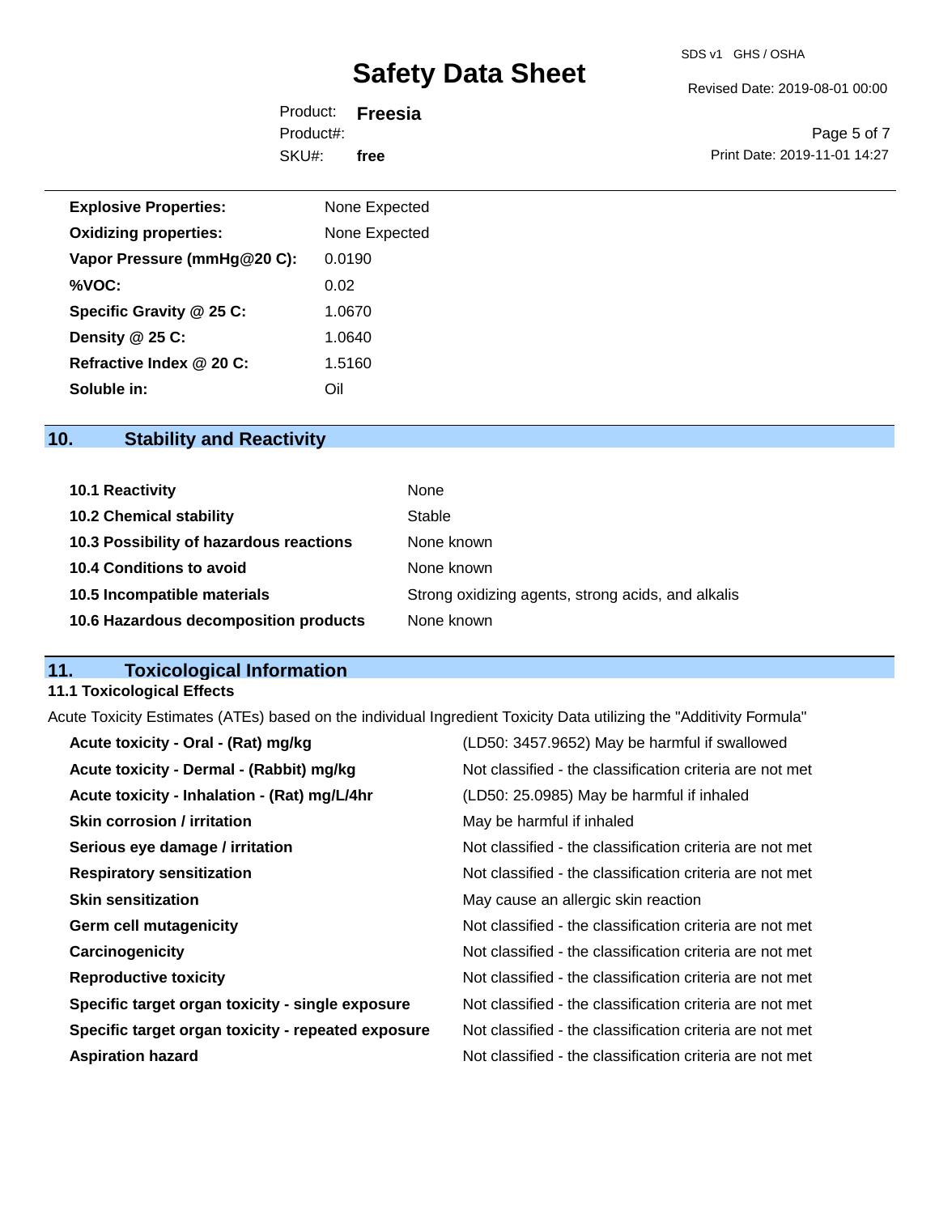| | |
|---|---|
| **Explosive Properties:** | None Expected |
| **Oxidizing properties:** | None Expected |
| **Vapor Pressure (mmHg@20 C):** | 0.0190 |
| **%VOC:** | 0.02 |
| **Specific Gravity @ 25 C:** | 1.0670 |
| **Density @ 25 C:** | 1.0640 |
| **Refractive Index @ 20 C:** | 1.5160 |
| **Soluble in:** | Oil |

## 10. Stability and Reactivity

| | |
|---|---|
| **10.1 Reactivity** | None |
| **10.2 Chemical stability** | Stable |
| **10.3 Possibility of hazardous reactions** | None known |
| **10.4 Conditions to avoid** | None known |
| **10.5 Incompatible materials** | Strong oxidizing agents, strong acids, and alkalis |
| **10.6 Hazardous decomposition products** | None known |

## 11. Toxicological Information

### 11.1 Toxicological Effects

Acute Toxicity Estimates (ATEs) based on the individual Ingredient Toxicity Data utilizing the "Additivity Formula"

| | |
|---|---|
| **Acute toxicity - Oral - (Rat) mg/kg** | (LD50: 3457.9652) May be harmful if swallowed |
| **Acute toxicity - Dermal - (Rabbit) mg/kg** | Not classified - the classification criteria are not met |
| **Acute toxicity - Inhalation - (Rat) mg/L/4hr** | (LD50: 25.0985) May be harmful if inhaled |
| **Skin corrosion / irritation** | May be harmful if inhaled |
| **Serious eye damage / irritation** | Not classified - the classification criteria are not met |
| **Respiratory sensitization** | Not classified - the classification criteria are not met |
| **Skin sensitization** | May cause an allergic skin reaction |
| **Germ cell mutagenicity** | Not classified - the classification criteria are not met |
| **Carcinogenicity** | Not classified - the classification criteria are not met |
| **Reproductive toxicity** | Not classified - the classification criteria are not met |
| **Specific target organ toxicity - single exposure** | Not classified - the classification criteria are not met |
| **Specific target organ toxicity - repeated exposure** | Not classified - the classification criteria are not met |
| **Aspiration hazard** | Not classified - the classification criteria are not met |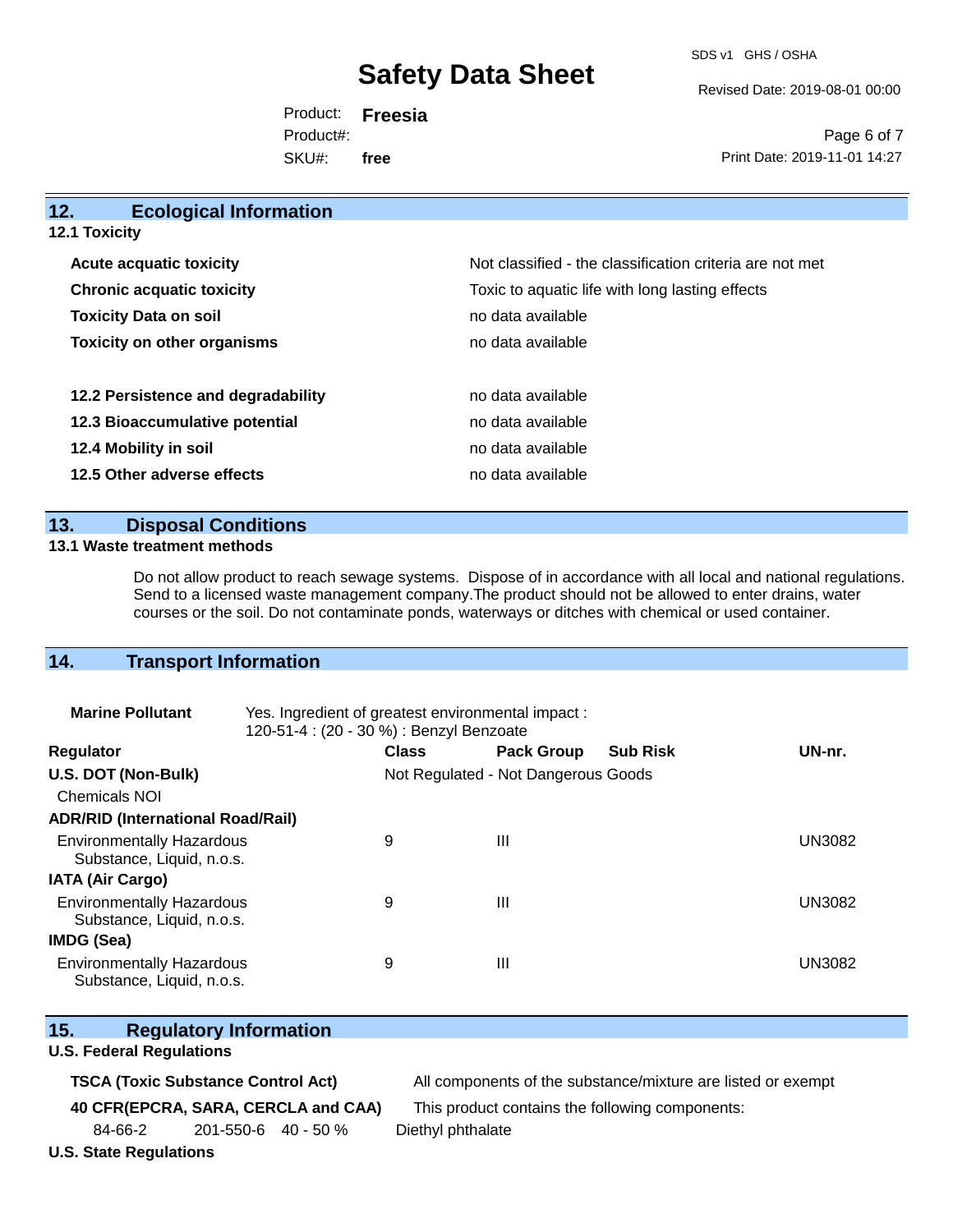## 12. Ecological Information

### 12.1 Toxicity

| | |
|---|---|
| **Acute acquatic toxicity** | Not classified - the classification criteria are not met |
| **Chronic acquatic toxicity** | Toxic to aquatic life with long lasting effects |
| **Toxicity Data on soil** | no data available |
| **Toxicity on other organisms** | no data available |

| | |
|---|---|
| **12.2 Persistence and degradability** | no data available |
| **12.3 Bioaccumulative potential** | no data available |
| **12.4 Mobility in soil** | no data available |
| **12.5 Other adverse effects** | no data available |

## 13. Disposal Conditions

### 13.1 Waste treatment methods

Do not allow product to reach sewage systems. Dispose of in accordance with all local and national regulations. Send to a licensed waste management company.The product should not be allowed to enter drains, water courses or the soil. Do not contaminate ponds, waterways or ditches with chemical or used container.

## 14. Transport Information

**Marine Pollutant** Yes. Ingredient of greatest environmental impact :
120-51-4 : (20 - 30 %) : Benzyl Benzoate

| Regulator | Class | Pack Group | Sub Risk | UN-nr. |
|---|---|---|---|---|
| **U.S. DOT (Non-Bulk)** | Not Regulated - Not Dangerous Goods | | | |
| Chemicals NOI | | | | |
| **ADR/RID (International Road/Rail)** | | | | |
| Environmentally Hazardous Substance, Liquid, n.o.s. | 9 | III | | UN3082 |
| **IATA (Air Cargo)** | | | | |
| Environmentally Hazardous Substance, Liquid, n.o.s. | 9 | III | | UN3082 |
| **IMDG (Sea)** | | | | |
| Environmentally Hazardous Substance, Liquid, n.o.s. | 9 | III | | UN3082 |

## 15. Regulatory Information

### U.S. Federal Regulations

| | |
|---|---|
| **TSCA (Toxic Substance Control Act)** | All components of the substance/mixture are listed or exempt |
| **40 CFR(EPCRA, SARA, CERCLA and CAA)** | This product contains the following components: |

| | | | |
|---|---|---|---|
| 84-66-2 | 201-550-6 | 40 - 50 % | Diethyl phthalate |

### U.S. State Regulations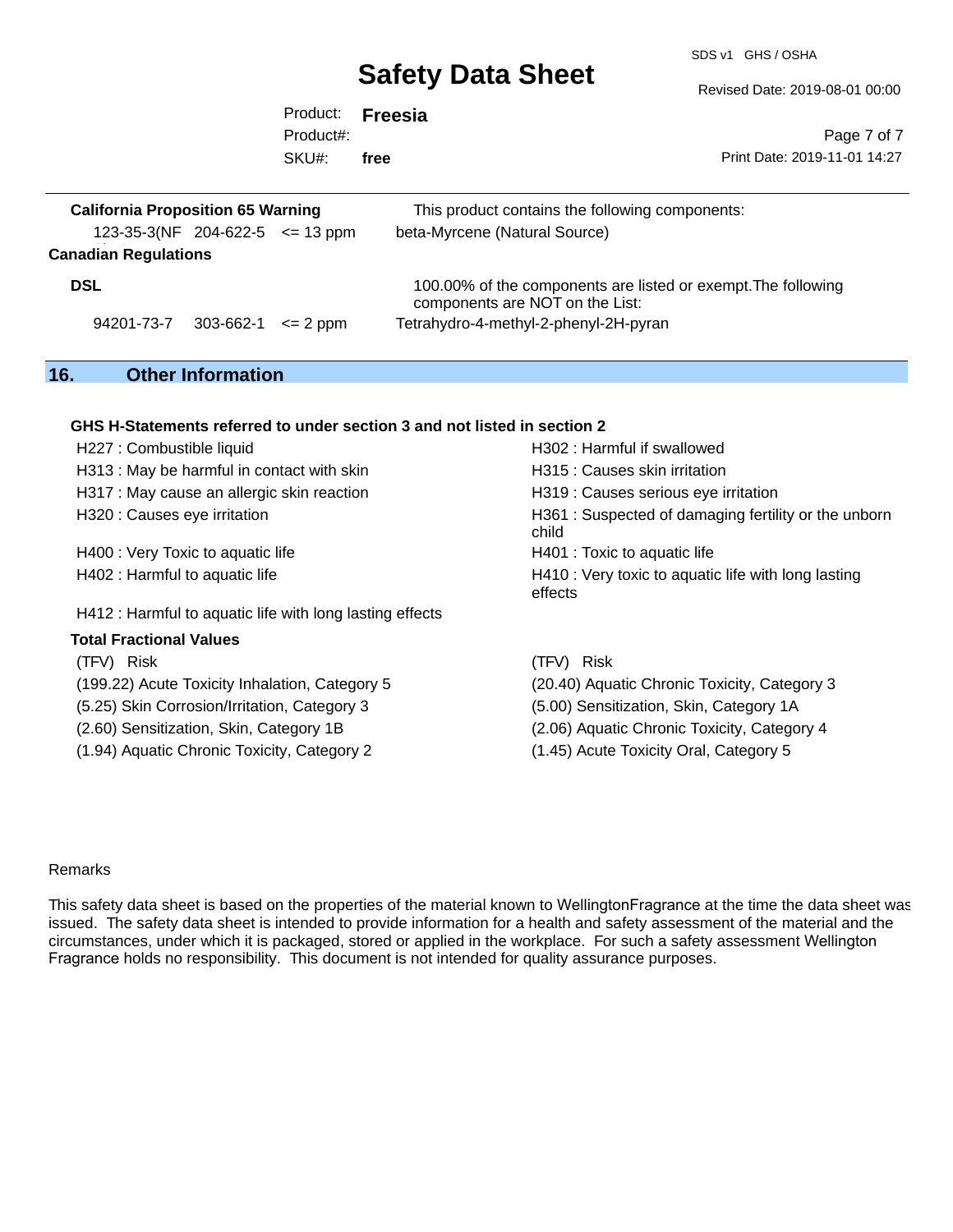**California Proposition 65 Warning** — This product contains the following components:

| | | | |
|---|---|---|---|
| 123-35-3(NF | 204-622-5 | <= 13 ppm | beta-Myrcene (Natural Source) |

**Canadian Regulations**

**DSL** — 100.00% of the components are listed or exempt.The following components are NOT on the List:

| | | | |
|---|---|---|---|
| 94201-73-7 | 303-662-1 | <= 2 ppm | Tetrahydro-4-methyl-2-phenyl-2H-pyran |

## 16. Other Information

**GHS H-Statements referred to under section 3 and not listed in section 2**

- H227 : Combustible liquid
- H302 : Harmful if swallowed
- H313 : May be harmful in contact with skin
- H315 : Causes skin irritation
- H317 : May cause an allergic skin reaction
- H319 : Causes serious eye irritation
- H320 : Causes eye irritation
- H361 : Suspected of damaging fertility or the unborn child
- H400 : Very Toxic to aquatic life
- H401 : Toxic to aquatic life
- H402 : Harmful to aquatic life
- H410 : Very toxic to aquatic life with long lasting effects
- H412 : Harmful to aquatic life with long lasting effects

**Total Fractional Values**

| (TFV) Risk | (TFV) Risk |
|---|---|
| (199.22) Acute Toxicity Inhalation, Category 5 | (20.40) Aquatic Chronic Toxicity, Category 3 |
| (5.25) Skin Corrosion/Irritation, Category 3 | (5.00) Sensitization, Skin, Category 1A |
| (2.60) Sensitization, Skin, Category 1B | (2.06) Aquatic Chronic Toxicity, Category 4 |
| (1.94) Aquatic Chronic Toxicity, Category 2 | (1.45) Acute Toxicity Oral, Category 5 |

Remarks

This safety data sheet is based on the properties of the material known to WellingtonFragrance at the time the data sheet was issued. The safety data sheet is intended to provide information for a health and safety assessment of the material and the circumstances, under which it is packaged, stored or applied in the workplace. For such a safety assessment Wellington Fragrance holds no responsibility. This document is not intended for quality assurance purposes.